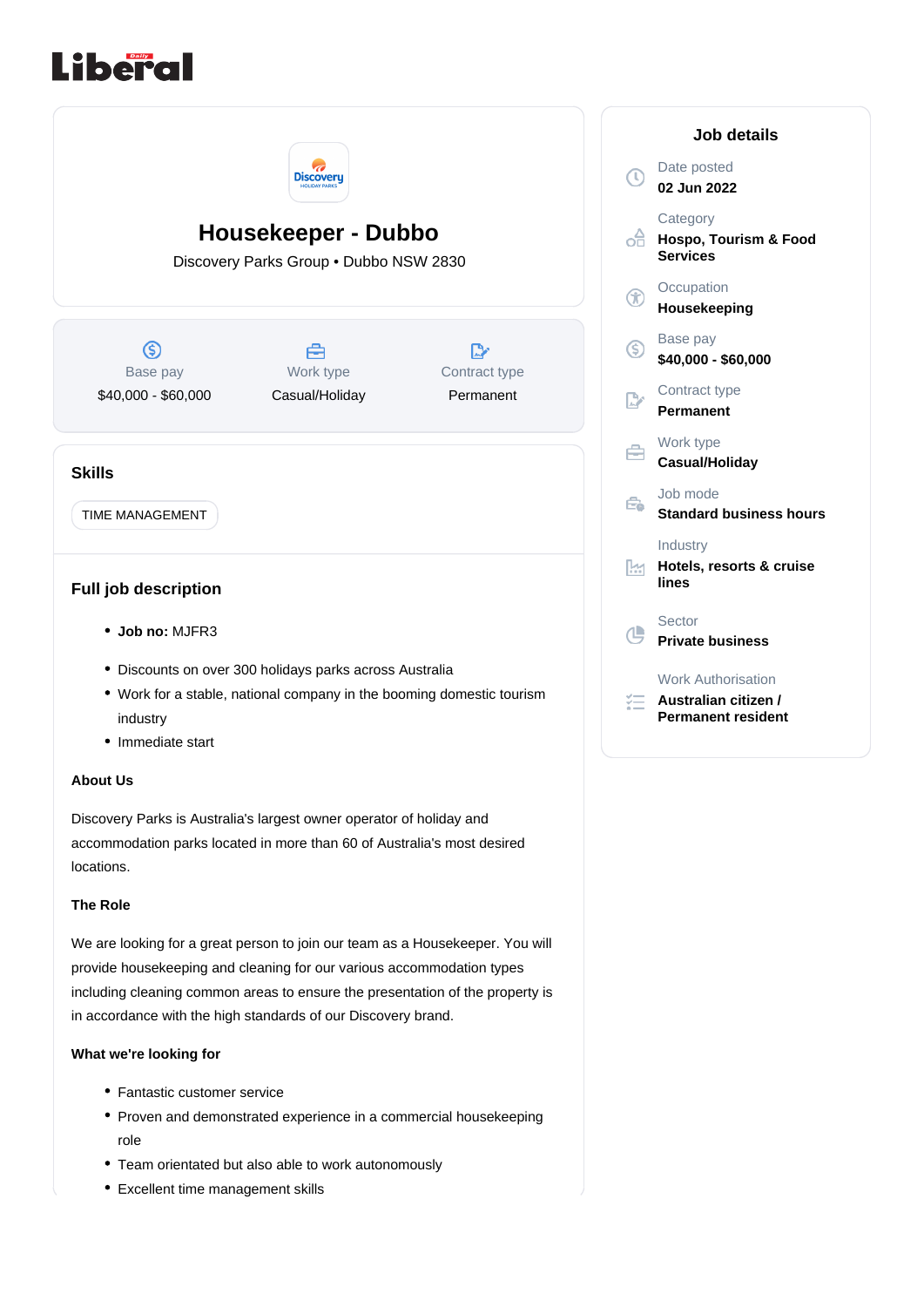# Housekeeper - Dubbo

Discovery Parks Group • Dubbo NSW 2830

| Base pay | Work type | Contract type |
| --- | --- | --- |
| $40,000 - $60,000 | Casual/Holiday | Permanent |

## Skills

TIME MANAGEMENT

## Full job description

- **Job no:** MJFR3

- Discounts on over 300 holidays parks across Australia
- Work for a stable, national company in the booming domestic tourism industry
- Immediate start

**About Us**

Discovery Parks is Australia's largest owner operator of holiday and accommodation parks located in more than 60 of Australia's most desired locations.

**The Role**

We are looking for a great person to join our team as a Housekeeper. You will provide housekeeping and cleaning for our various accommodation types including cleaning common areas to ensure the presentation of the property is in accordance with the high standards of our Discovery brand.

**What we're looking for**

- Fantastic customer service
- Proven and demonstrated experience in a commercial housekeeping role
- Team orientated but also able to work autonomously
- Excellent time management skills

## Job details

Date posted
**02 Jun 2022**

Category
**Hospo, Tourism & Food Services**

Occupation
**Housekeeping**

Base pay
**$40,000 - $60,000**

Contract type
**Permanent**

Work type
**Casual/Holiday**

Job mode
**Standard business hours**

Industry
**Hotels, resorts & cruise lines**

Sector
**Private business**

Work Authorisation
**Australian citizen / Permanent resident**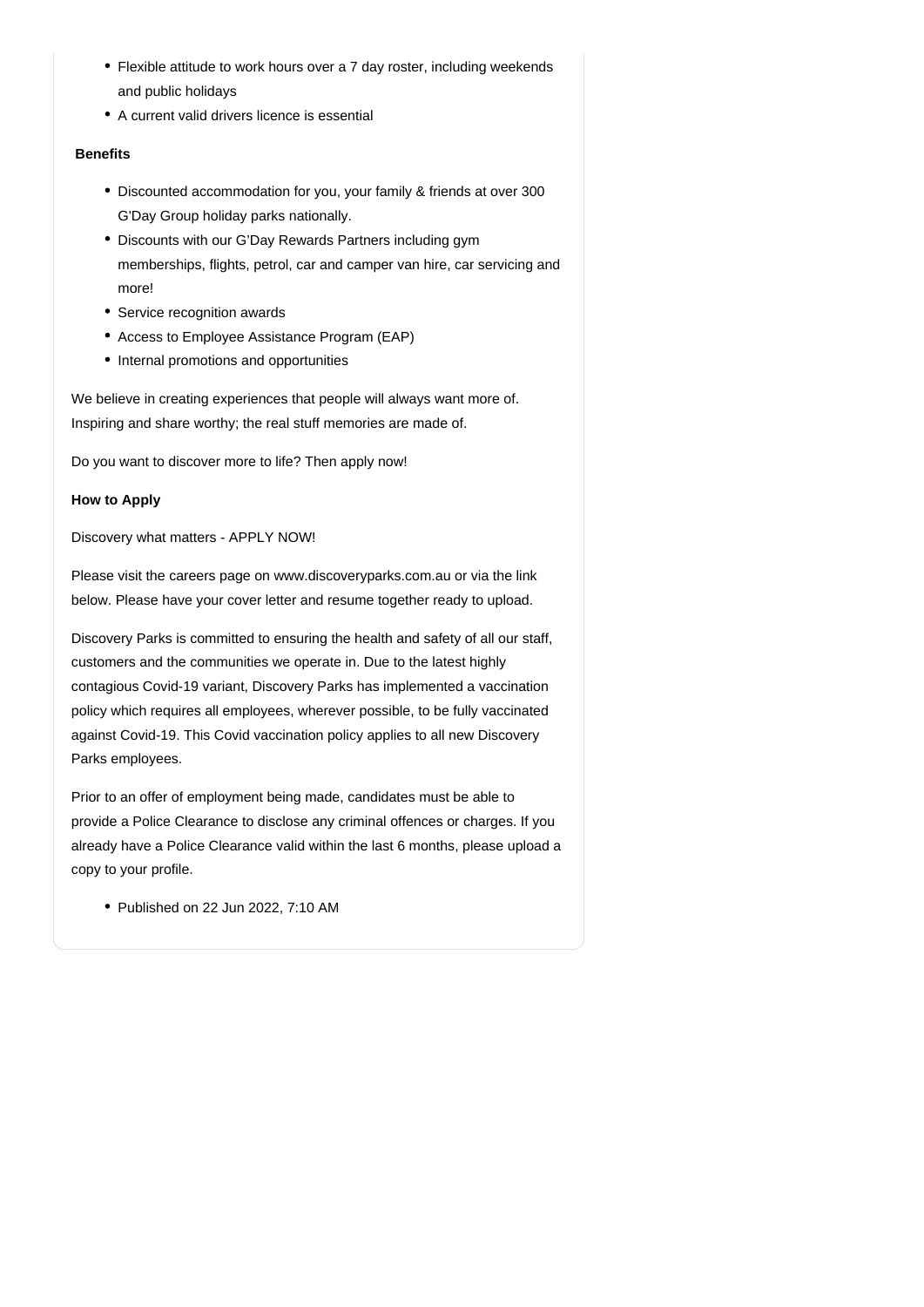- Flexible attitude to work hours over a 7 day roster, including weekends and public holidays
- A current valid drivers licence is essential

**Benefits**

- Discounted accommodation for you, your family & friends at over 300 G'Day Group holiday parks nationally.
- Discounts with our G'Day Rewards Partners including gym memberships, flights, petrol, car and camper van hire, car servicing and more!
- Service recognition awards
- Access to Employee Assistance Program (EAP)
- Internal promotions and opportunities

We believe in creating experiences that people will always want more of. Inspiring and share worthy; the real stuff memories are made of.

Do you want to discover more to life? Then apply now!

**How to Apply**

Discovery what matters - APPLY NOW!

Please visit the careers page on www.discoveryparks.com.au or via the link below. Please have your cover letter and resume together ready to upload.

Discovery Parks is committed to ensuring the health and safety of all our staff, customers and the communities we operate in. Due to the latest highly contagious Covid-19 variant, Discovery Parks has implemented a vaccination policy which requires all employees, wherever possible, to be fully vaccinated against Covid-19. This Covid vaccination policy applies to all new Discovery Parks employees.

Prior to an offer of employment being made, candidates must be able to provide a Police Clearance to disclose any criminal offences or charges. If you already have a Police Clearance valid within the last 6 months, please upload a copy to your profile.

- Published on 22 Jun 2022, 7:10 AM